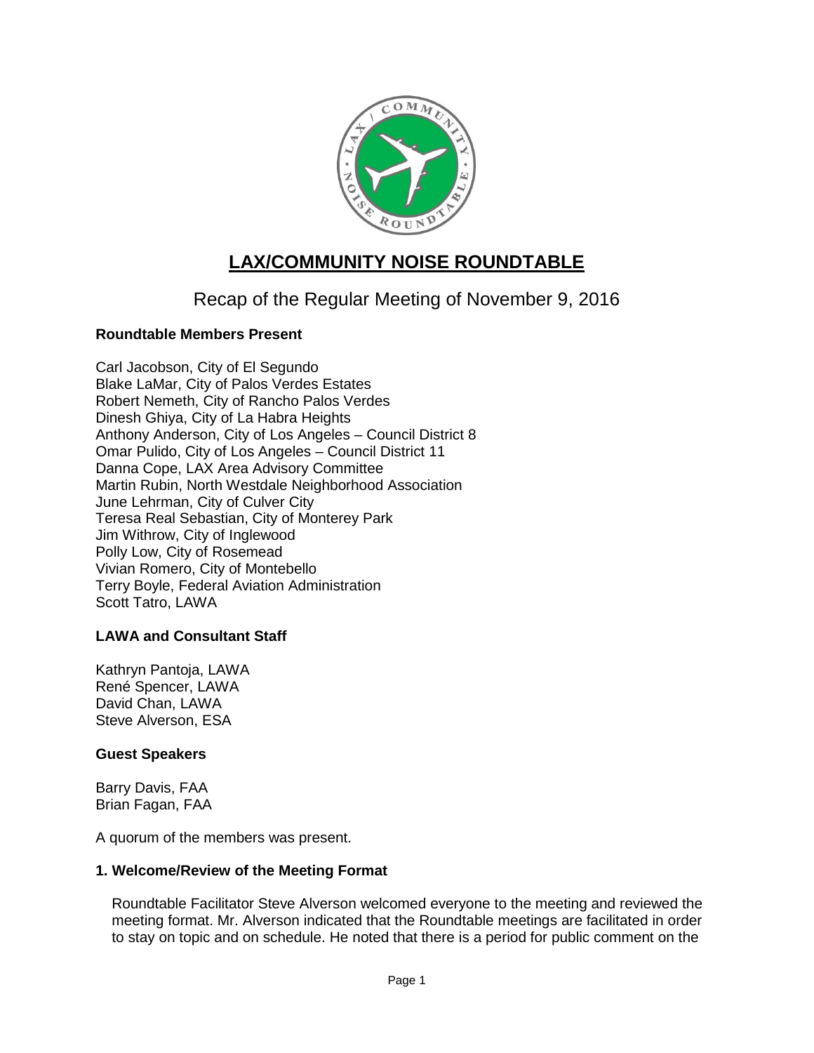# LAX/COMMUNITY NOISE ROUNDTABLE

## Recap of the Regular Meeting of November 9, 2016

### Roundtable Members Present

Carl Jacobson, City of El Segundo
Blake LaMar, City of Palos Verdes Estates
Robert Nemeth, City of Rancho Palos Verdes
Dinesh Ghiya, City of La Habra Heights
Anthony Anderson, City of Los Angeles – Council District 8
Omar Pulido, City of Los Angeles – Council District 11
Danna Cope, LAX Area Advisory Committee
Martin Rubin, North Westdale Neighborhood Association
June Lehrman, City of Culver City
Teresa Real Sebastian, City of Monterey Park
Jim Withrow, City of Inglewood
Polly Low, City of Rosemead
Vivian Romero, City of Montebello
Terry Boyle, Federal Aviation Administration
Scott Tatro, LAWA

### LAWA and Consultant Staff

Kathryn Pantoja, LAWA
René Spencer, LAWA
David Chan, LAWA
Steve Alverson, ESA

### Guest Speakers

Barry Davis, FAA
Brian Fagan, FAA

A quorum of the members was present.

### 1. Welcome/Review of the Meeting Format

Roundtable Facilitator Steve Alverson welcomed everyone to the meeting and reviewed the meeting format. Mr. Alverson indicated that the Roundtable meetings are facilitated in order to stay on topic and on schedule. He noted that there is a period for public comment on the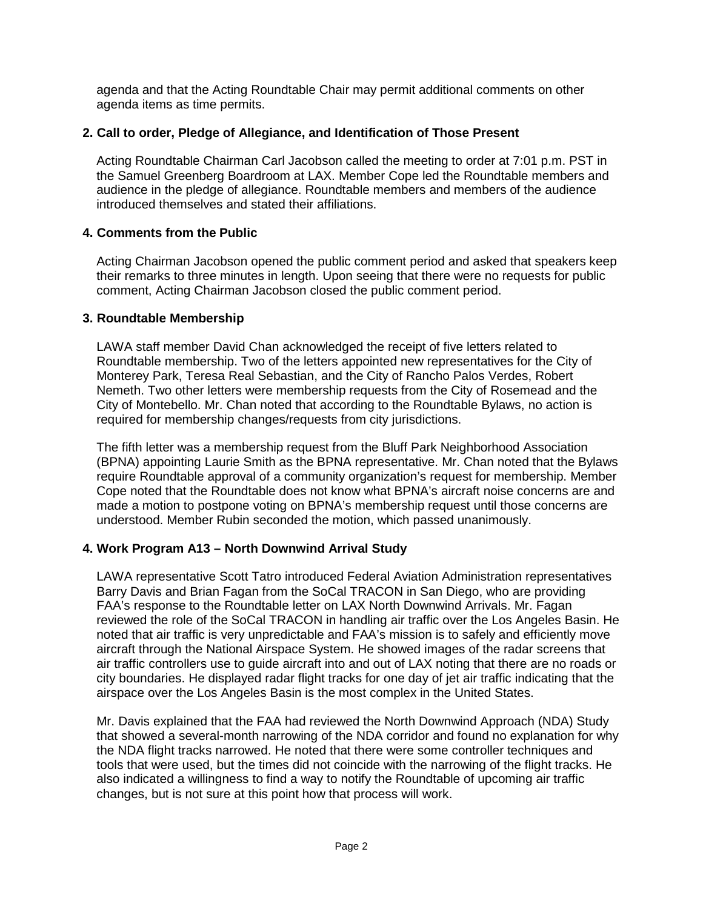agenda and that the Acting Roundtable Chair may permit additional comments on other agenda items as time permits.

**2. Call to order, Pledge of Allegiance, and Identification of Those Present**

Acting Roundtable Chairman Carl Jacobson called the meeting to order at 7:01 p.m. PST in the Samuel Greenberg Boardroom at LAX. Member Cope led the Roundtable members and audience in the pledge of allegiance. Roundtable members and members of the audience introduced themselves and stated their affiliations.

**4. Comments from the Public**

Acting Chairman Jacobson opened the public comment period and asked that speakers keep their remarks to three minutes in length. Upon seeing that there were no requests for public comment, Acting Chairman Jacobson closed the public comment period.

**3. Roundtable Membership**

LAWA staff member David Chan acknowledged the receipt of five letters related to Roundtable membership. Two of the letters appointed new representatives for the City of Monterey Park, Teresa Real Sebastian, and the City of Rancho Palos Verdes, Robert Nemeth. Two other letters were membership requests from the City of Rosemead and the City of Montebello. Mr. Chan noted that according to the Roundtable Bylaws, no action is required for membership changes/requests from city jurisdictions.

The fifth letter was a membership request from the Bluff Park Neighborhood Association (BPNA) appointing Laurie Smith as the BPNA representative. Mr. Chan noted that the Bylaws require Roundtable approval of a community organization's request for membership. Member Cope noted that the Roundtable does not know what BPNA's aircraft noise concerns are and made a motion to postpone voting on BPNA's membership request until those concerns are understood. Member Rubin seconded the motion, which passed unanimously.

**4. Work Program A13 – North Downwind Arrival Study**

LAWA representative Scott Tatro introduced Federal Aviation Administration representatives Barry Davis and Brian Fagan from the SoCal TRACON in San Diego, who are providing FAA's response to the Roundtable letter on LAX North Downwind Arrivals. Mr. Fagan reviewed the role of the SoCal TRACON in handling air traffic over the Los Angeles Basin. He noted that air traffic is very unpredictable and FAA's mission is to safely and efficiently move aircraft through the National Airspace System. He showed images of the radar screens that air traffic controllers use to guide aircraft into and out of LAX noting that there are no roads or city boundaries. He displayed radar flight tracks for one day of jet air traffic indicating that the airspace over the Los Angeles Basin is the most complex in the United States.

Mr. Davis explained that the FAA had reviewed the North Downwind Approach (NDA) Study that showed a several-month narrowing of the NDA corridor and found no explanation for why the NDA flight tracks narrowed. He noted that there were some controller techniques and tools that were used, but the times did not coincide with the narrowing of the flight tracks. He also indicated a willingness to find a way to notify the Roundtable of upcoming air traffic changes, but is not sure at this point how that process will work.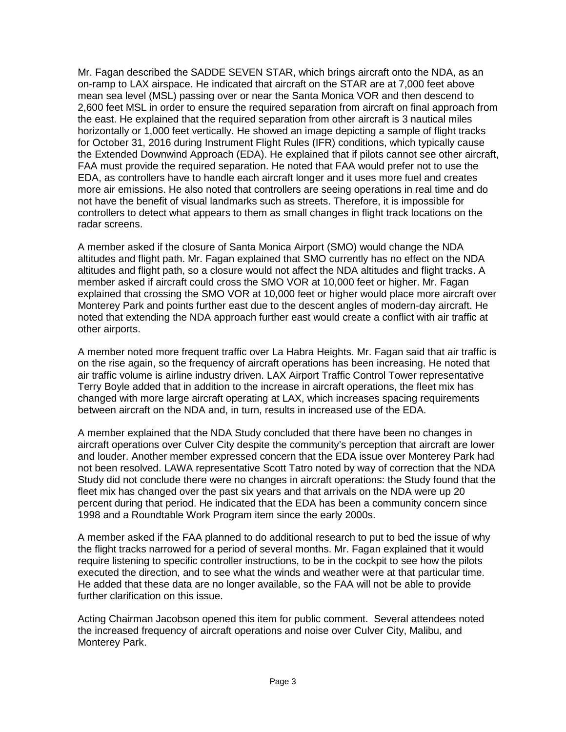Mr. Fagan described the SADDE SEVEN STAR, which brings aircraft onto the NDA, as an on-ramp to LAX airspace. He indicated that aircraft on the STAR are at 7,000 feet above mean sea level (MSL) passing over or near the Santa Monica VOR and then descend to 2,600 feet MSL in order to ensure the required separation from aircraft on final approach from the east. He explained that the required separation from other aircraft is 3 nautical miles horizontally or 1,000 feet vertically. He showed an image depicting a sample of flight tracks for October 31, 2016 during Instrument Flight Rules (IFR) conditions, which typically cause the Extended Downwind Approach (EDA). He explained that if pilots cannot see other aircraft, FAA must provide the required separation. He noted that FAA would prefer not to use the EDA, as controllers have to handle each aircraft longer and it uses more fuel and creates more air emissions. He also noted that controllers are seeing operations in real time and do not have the benefit of visual landmarks such as streets. Therefore, it is impossible for controllers to detect what appears to them as small changes in flight track locations on the radar screens.

A member asked if the closure of Santa Monica Airport (SMO) would change the NDA altitudes and flight path. Mr. Fagan explained that SMO currently has no effect on the NDA altitudes and flight path, so a closure would not affect the NDA altitudes and flight tracks. A member asked if aircraft could cross the SMO VOR at 10,000 feet or higher. Mr. Fagan explained that crossing the SMO VOR at 10,000 feet or higher would place more aircraft over Monterey Park and points further east due to the descent angles of modern-day aircraft. He noted that extending the NDA approach further east would create a conflict with air traffic at other airports.

A member noted more frequent traffic over La Habra Heights. Mr. Fagan said that air traffic is on the rise again, so the frequency of aircraft operations has been increasing. He noted that air traffic volume is airline industry driven. LAX Airport Traffic Control Tower representative Terry Boyle added that in addition to the increase in aircraft operations, the fleet mix has changed with more large aircraft operating at LAX, which increases spacing requirements between aircraft on the NDA and, in turn, results in increased use of the EDA.

A member explained that the NDA Study concluded that there have been no changes in aircraft operations over Culver City despite the community's perception that aircraft are lower and louder. Another member expressed concern that the EDA issue over Monterey Park had not been resolved. LAWA representative Scott Tatro noted by way of correction that the NDA Study did not conclude there were no changes in aircraft operations: the Study found that the fleet mix has changed over the past six years and that arrivals on the NDA were up 20 percent during that period. He indicated that the EDA has been a community concern since 1998 and a Roundtable Work Program item since the early 2000s.

A member asked if the FAA planned to do additional research to put to bed the issue of why the flight tracks narrowed for a period of several months. Mr. Fagan explained that it would require listening to specific controller instructions, to be in the cockpit to see how the pilots executed the direction, and to see what the winds and weather were at that particular time. He added that these data are no longer available, so the FAA will not be able to provide further clarification on this issue.

Acting Chairman Jacobson opened this item for public comment. Several attendees noted the increased frequency of aircraft operations and noise over Culver City, Malibu, and Monterey Park.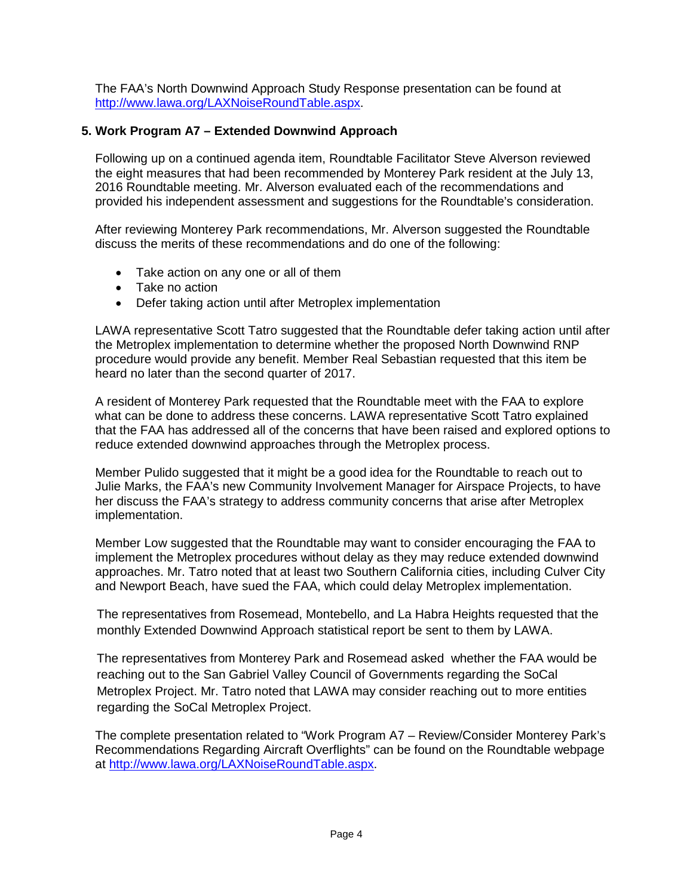The FAA's North Downwind Approach Study Response presentation can be found at http://www.lawa.org/LAXNoiseRoundTable.aspx.

**5. Work Program A7 – Extended Downwind Approach**

Following up on a continued agenda item, Roundtable Facilitator Steve Alverson reviewed the eight measures that had been recommended by Monterey Park resident at the July 13, 2016 Roundtable meeting. Mr. Alverson evaluated each of the recommendations and provided his independent assessment and suggestions for the Roundtable's consideration.

After reviewing Monterey Park recommendations, Mr. Alverson suggested the Roundtable discuss the merits of these recommendations and do one of the following:

- Take action on any one or all of them
- Take no action
- Defer taking action until after Metroplex implementation

LAWA representative Scott Tatro suggested that the Roundtable defer taking action until after the Metroplex implementation to determine whether the proposed North Downwind RNP procedure would provide any benefit. Member Real Sebastian requested that this item be heard no later than the second quarter of 2017.

A resident of Monterey Park requested that the Roundtable meet with the FAA to explore what can be done to address these concerns. LAWA representative Scott Tatro explained that the FAA has addressed all of the concerns that have been raised and explored options to reduce extended downwind approaches through the Metroplex process.

Member Pulido suggested that it might be a good idea for the Roundtable to reach out to Julie Marks, the FAA's new Community Involvement Manager for Airspace Projects, to have her discuss the FAA's strategy to address community concerns that arise after Metroplex implementation.

Member Low suggested that the Roundtable may want to consider encouraging the FAA to implement the Metroplex procedures without delay as they may reduce extended downwind approaches. Mr. Tatro noted that at least two Southern California cities, including Culver City and Newport Beach, have sued the FAA, which could delay Metroplex implementation.

The representatives from Rosemead, Montebello, and La Habra Heights requested that the monthly Extended Downwind Approach statistical report be sent to them by LAWA.

The representatives from Monterey Park and Rosemead asked whether the FAA would be reaching out to the San Gabriel Valley Council of Governments regarding the SoCal Metroplex Project. Mr. Tatro noted that LAWA may consider reaching out to more entities regarding the SoCal Metroplex Project.

The complete presentation related to "Work Program A7 – Review/Consider Monterey Park's Recommendations Regarding Aircraft Overflights" can be found on the Roundtable webpage at http://www.lawa.org/LAXNoiseRoundTable.aspx.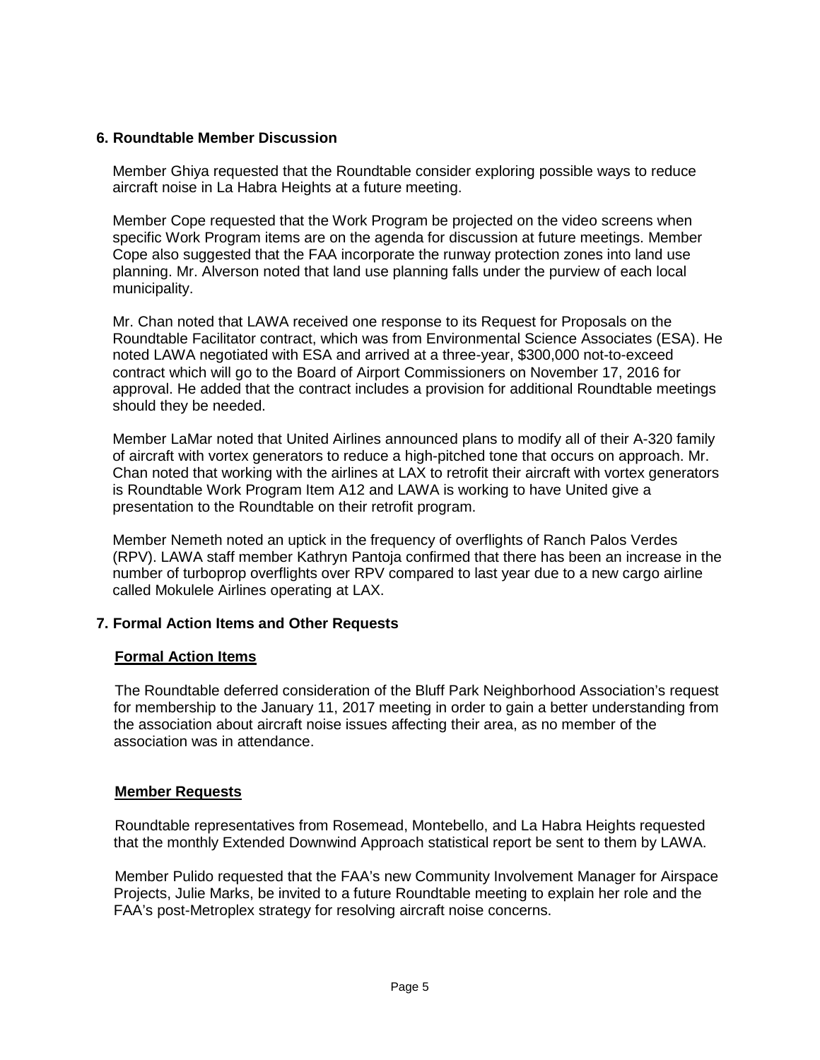## 6. Roundtable Member Discussion

Member Ghiya requested that the Roundtable consider exploring possible ways to reduce aircraft noise in La Habra Heights at a future meeting.

Member Cope requested that the Work Program be projected on the video screens when specific Work Program items are on the agenda for discussion at future meetings. Member Cope also suggested that the FAA incorporate the runway protection zones into land use planning. Mr. Alverson noted that land use planning falls under the purview of each local municipality.

Mr. Chan noted that LAWA received one response to its Request for Proposals on the Roundtable Facilitator contract, which was from Environmental Science Associates (ESA). He noted LAWA negotiated with ESA and arrived at a three-year, $300,000 not-to-exceed contract which will go to the Board of Airport Commissioners on November 17, 2016 for approval. He added that the contract includes a provision for additional Roundtable meetings should they be needed.

Member LaMar noted that United Airlines announced plans to modify all of their A-320 family of aircraft with vortex generators to reduce a high-pitched tone that occurs on approach. Mr. Chan noted that working with the airlines at LAX to retrofit their aircraft with vortex generators is Roundtable Work Program Item A12 and LAWA is working to have United give a presentation to the Roundtable on their retrofit program.

Member Nemeth noted an uptick in the frequency of overflights of Ranch Palos Verdes (RPV). LAWA staff member Kathryn Pantoja confirmed that there has been an increase in the number of turboprop overflights over RPV compared to last year due to a new cargo airline called Mokulele Airlines operating at LAX.

## 7. Formal Action Items and Other Requests

### Formal Action Items

The Roundtable deferred consideration of the Bluff Park Neighborhood Association's request for membership to the January 11, 2017 meeting in order to gain a better understanding from the association about aircraft noise issues affecting their area, as no member of the association was in attendance.

### Member Requests

Roundtable representatives from Rosemead, Montebello, and La Habra Heights requested that the monthly Extended Downwind Approach statistical report be sent to them by LAWA.

Member Pulido requested that the FAA's new Community Involvement Manager for Airspace Projects, Julie Marks, be invited to a future Roundtable meeting to explain her role and the FAA's post-Metroplex strategy for resolving aircraft noise concerns.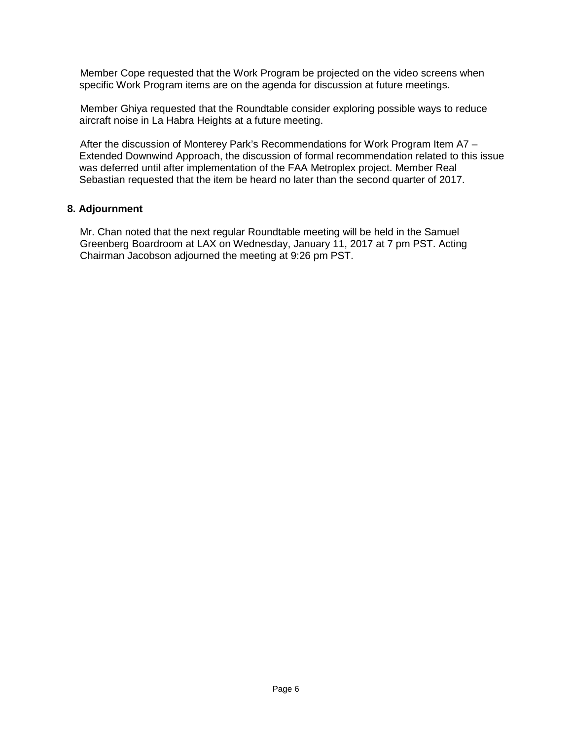Member Cope requested that the Work Program be projected on the video screens when specific Work Program items are on the agenda for discussion at future meetings.

Member Ghiya requested that the Roundtable consider exploring possible ways to reduce aircraft noise in La Habra Heights at a future meeting.

After the discussion of Monterey Park's Recommendations for Work Program Item A7 – Extended Downwind Approach, the discussion of formal recommendation related to this issue was deferred until after implementation of the FAA Metroplex project. Member Real Sebastian requested that the item be heard no later than the second quarter of 2017.

## 8. Adjournment

Mr. Chan noted that the next regular Roundtable meeting will be held in the Samuel Greenberg Boardroom at LAX on Wednesday, January 11, 2017 at 7 pm PST. Acting Chairman Jacobson adjourned the meeting at 9:26 pm PST.